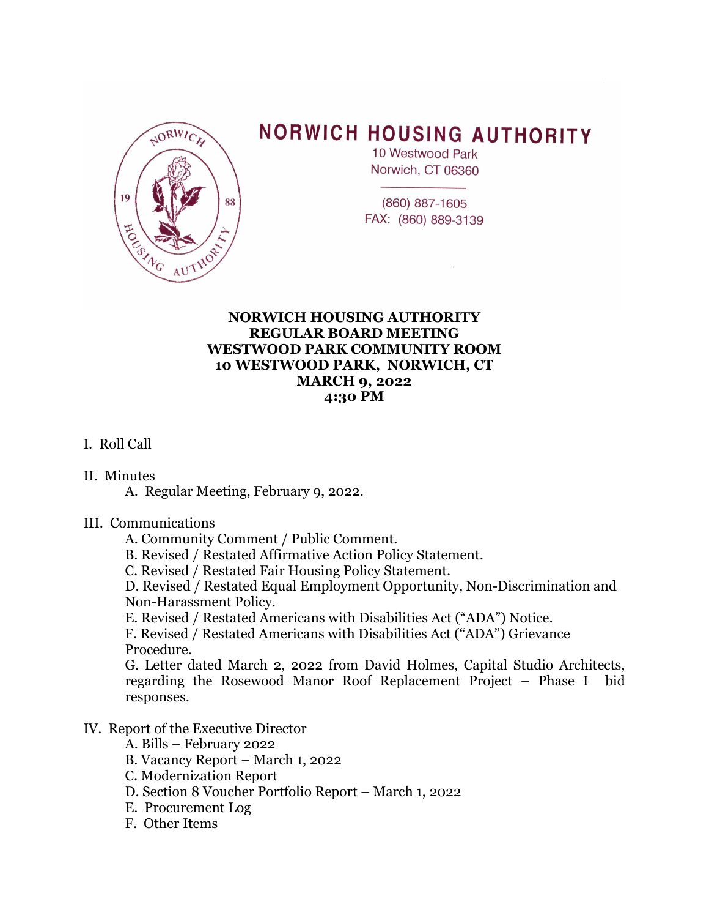# NORWICH HOUSING AUTHORITY

10 Westwood Park
Norwich, CT 06360

(860) 887-1605
FAX: (860) 889-3139

**NORWICH HOUSING AUTHORITY**
**REGULAR BOARD MEETING**
**WESTWOOD PARK COMMUNITY ROOM**
**10 WESTWOOD PARK, NORWICH, CT**
**MARCH 9, 2022**
**4:30 PM**

I. Roll Call

II. Minutes
  A. Regular Meeting, February 9, 2022.

III. Communications
  A. Community Comment / Public Comment.
  B. Revised / Restated Affirmative Action Policy Statement.
  C. Revised / Restated Fair Housing Policy Statement.
  D. Revised / Restated Equal Employment Opportunity, Non-Discrimination and Non-Harassment Policy.
  E. Revised / Restated Americans with Disabilities Act ("ADA") Notice.
  F. Revised / Restated Americans with Disabilities Act ("ADA") Grievance Procedure.
  G. Letter dated March 2, 2022 from David Holmes, Capital Studio Architects, regarding the Rosewood Manor Roof Replacement Project – Phase I bid responses.

IV. Report of the Executive Director
  A. Bills – February 2022
  B. Vacancy Report – March 1, 2022
  C. Modernization Report
  D. Section 8 Voucher Portfolio Report – March 1, 2022
  E. Procurement Log
  F. Other Items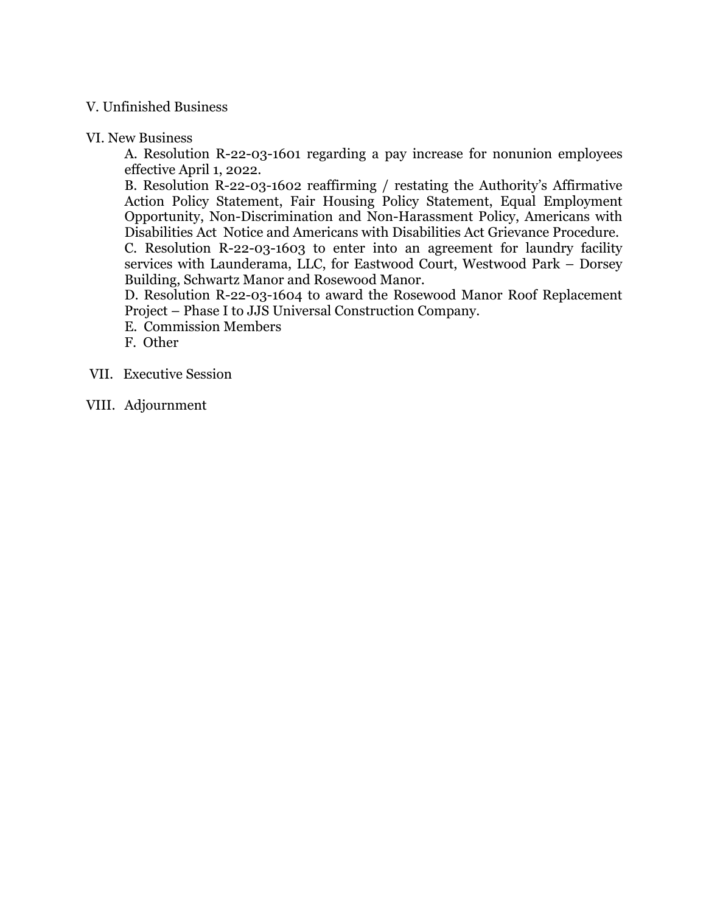V. Unfinished Business

VI. New Business

A. Resolution R-22-03-1601 regarding a pay increase for nonunion employees effective April 1, 2022.

B. Resolution R-22-03-1602 reaffirming / restating the Authority's Affirmative Action Policy Statement, Fair Housing Policy Statement, Equal Employment Opportunity, Non-Discrimination and Non-Harassment Policy, Americans with Disabilities Act Notice and Americans with Disabilities Act Grievance Procedure.

C. Resolution R-22-03-1603 to enter into an agreement for laundry facility services with Launderama, LLC, for Eastwood Court, Westwood Park – Dorsey Building, Schwartz Manor and Rosewood Manor.

D. Resolution R-22-03-1604 to award the Rosewood Manor Roof Replacement Project – Phase I to JJS Universal Construction Company.

E. Commission Members

F. Other

VII. Executive Session

VIII. Adjournment